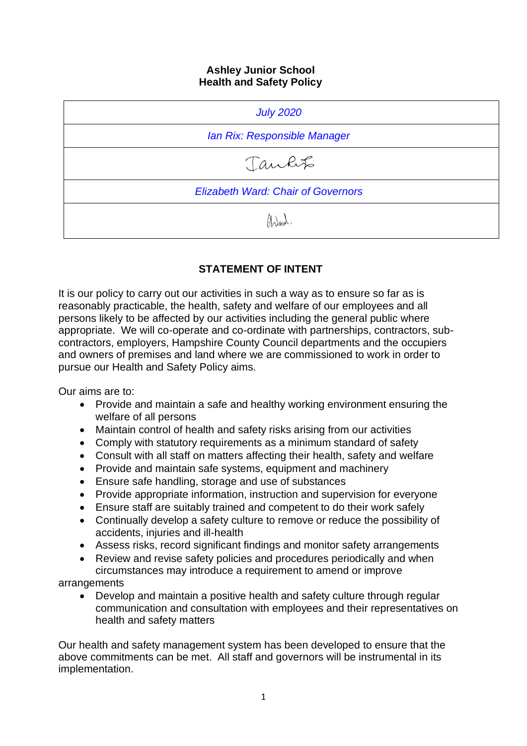**Ashley Junior School**
**Health and Safety Policy**

| *July 2020* |
|---|
| *Ian Rix: Responsible Manager* |
| |
| *Elizabeth Ward: Chair of Governors* |
| |

## STATEMENT OF INTENT

It is our policy to carry out our activities in such a way as to ensure so far as is reasonably practicable, the health, safety and welfare of our employees and all persons likely to be affected by our activities including the general public where appropriate. We will co-operate and co-ordinate with partnerships, contractors, sub-contractors, employers, Hampshire County Council departments and the occupiers and owners of premises and land where we are commissioned to work in order to pursue our Health and Safety Policy aims.

Our aims are to:

- Provide and maintain a safe and healthy working environment ensuring the welfare of all persons
- Maintain control of health and safety risks arising from our activities
- Comply with statutory requirements as a minimum standard of safety
- Consult with all staff on matters affecting their health, safety and welfare
- Provide and maintain safe systems, equipment and machinery
- Ensure safe handling, storage and use of substances
- Provide appropriate information, instruction and supervision for everyone
- Ensure staff are suitably trained and competent to do their work safely
- Continually develop a safety culture to remove or reduce the possibility of accidents, injuries and ill-health
- Assess risks, record significant findings and monitor safety arrangements
- Review and revise safety policies and procedures periodically and when circumstances may introduce a requirement to amend or improve arrangements
- Develop and maintain a positive health and safety culture through regular communication and consultation with employees and their representatives on health and safety matters

Our health and safety management system has been developed to ensure that the above commitments can be met. All staff and governors will be instrumental in its implementation.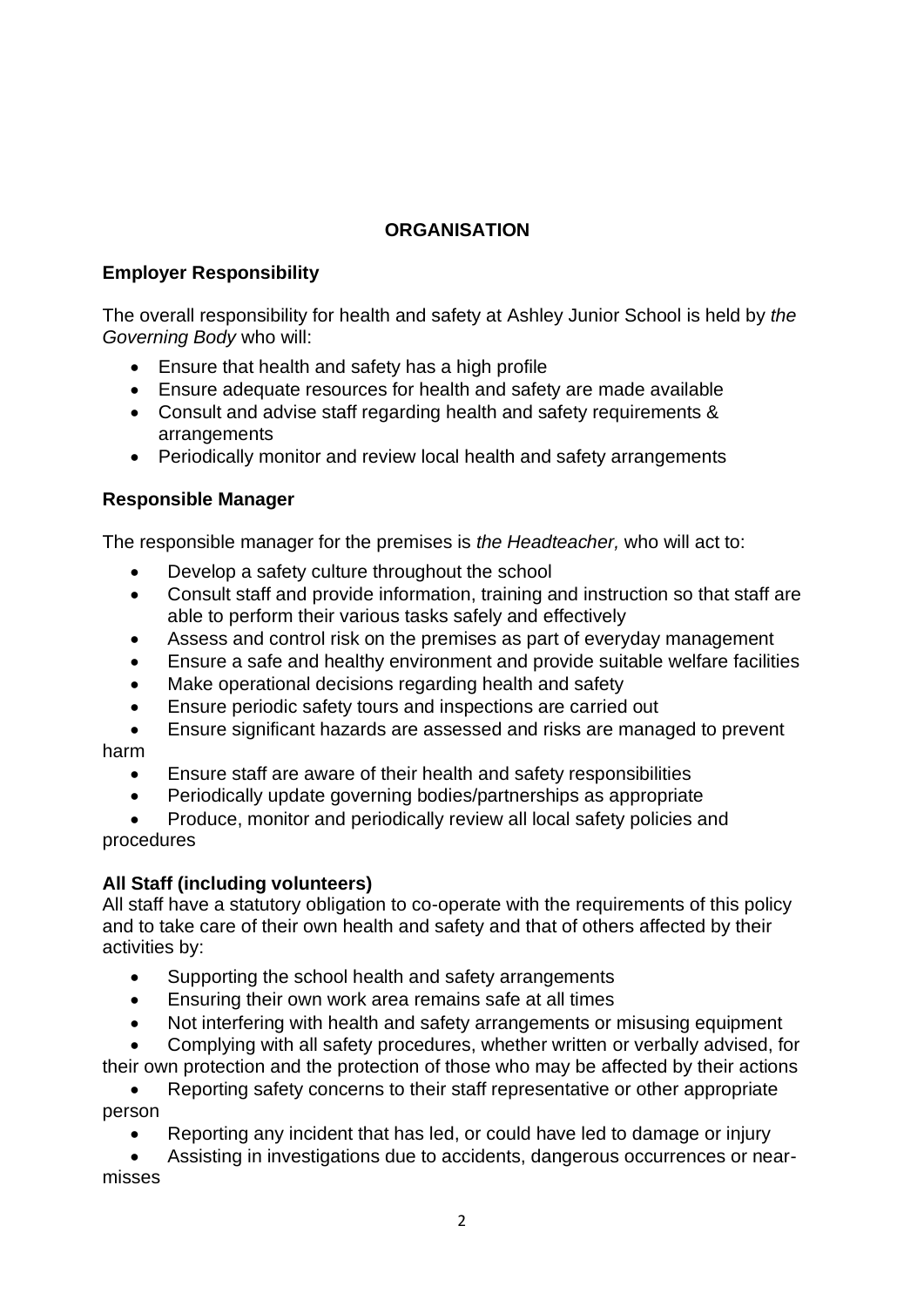## ORGANISATION

### Employer Responsibility

The overall responsibility for health and safety at Ashley Junior School is held by *the Governing Body* who will:

- Ensure that health and safety has a high profile
- Ensure adequate resources for health and safety are made available
- Consult and advise staff regarding health and safety requirements & arrangements
- Periodically monitor and review local health and safety arrangements

### Responsible Manager

The responsible manager for the premises is *the Headteacher,* who will act to:

- Develop a safety culture throughout the school
- Consult staff and provide information, training and instruction so that staff are able to perform their various tasks safely and effectively
- Assess and control risk on the premises as part of everyday management
- Ensure a safe and healthy environment and provide suitable welfare facilities
- Make operational decisions regarding health and safety
- Ensure periodic safety tours and inspections are carried out
- Ensure significant hazards are assessed and risks are managed to prevent harm
- Ensure staff are aware of their health and safety responsibilities
- Periodically update governing bodies/partnerships as appropriate
- Produce, monitor and periodically review all local safety policies and procedures

### All Staff (including volunteers)

All staff have a statutory obligation to co-operate with the requirements of this policy and to take care of their own health and safety and that of others affected by their activities by:

- Supporting the school health and safety arrangements
- Ensuring their own work area remains safe at all times
- Not interfering with health and safety arrangements or misusing equipment
- Complying with all safety procedures, whether written or verbally advised, for their own protection and the protection of those who may be affected by their actions
- Reporting safety concerns to their staff representative or other appropriate person
- Reporting any incident that has led, or could have led to damage or injury
- Assisting in investigations due to accidents, dangerous occurrences or near-misses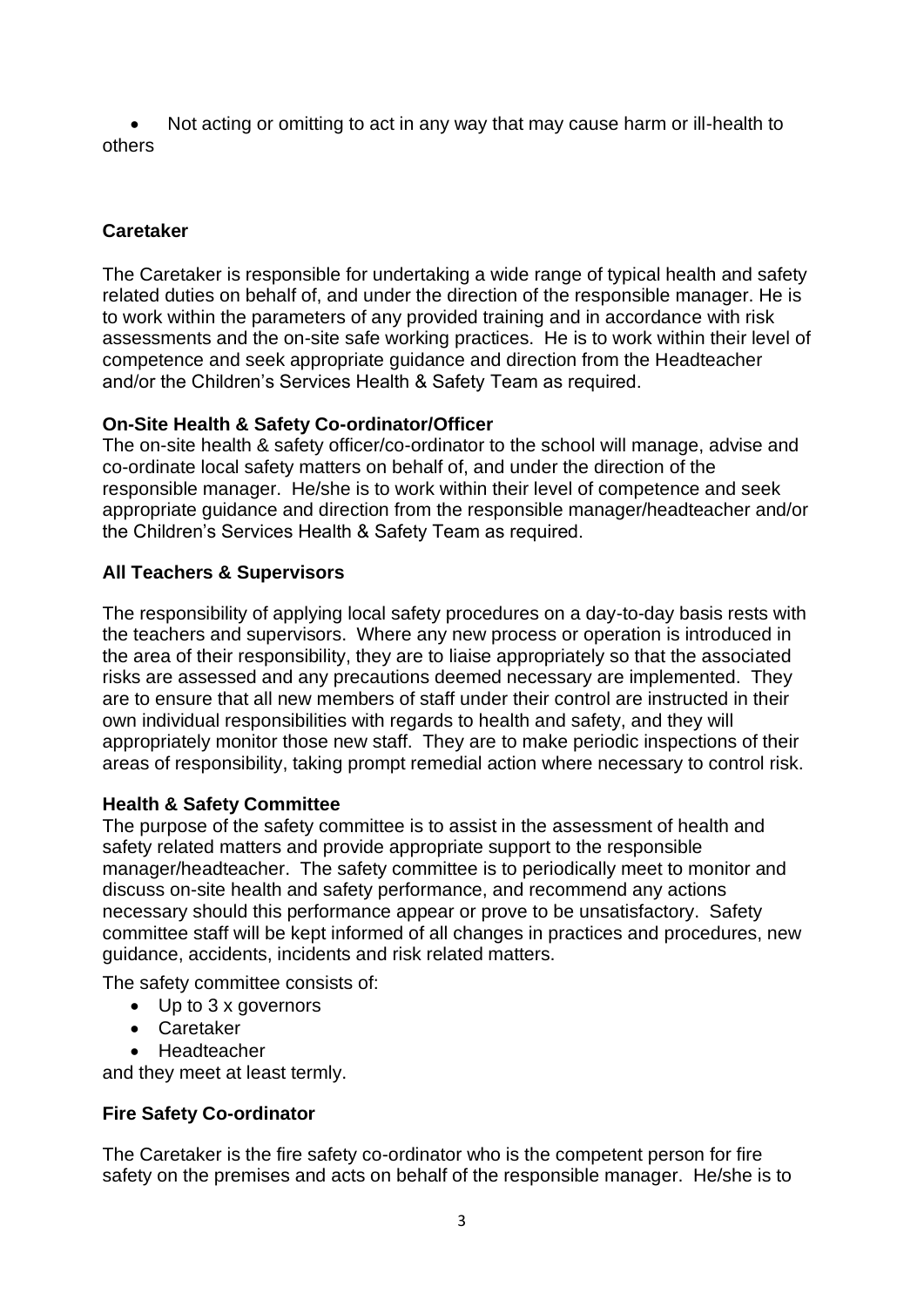- Not acting or omitting to act in any way that may cause harm or ill-health to others

### Caretaker

The Caretaker is responsible for undertaking a wide range of typical health and safety related duties on behalf of, and under the direction of the responsible manager. He is to work within the parameters of any provided training and in accordance with risk assessments and the on-site safe working practices. He is to work within their level of competence and seek appropriate guidance and direction from the Headteacher and/or the Children's Services Health & Safety Team as required.

### On-Site Health & Safety Co-ordinator/Officer

The on-site health & safety officer/co-ordinator to the school will manage, advise and co-ordinate local safety matters on behalf of, and under the direction of the responsible manager. He/she is to work within their level of competence and seek appropriate guidance and direction from the responsible manager/headteacher and/or the Children's Services Health & Safety Team as required.

### All Teachers & Supervisors

The responsibility of applying local safety procedures on a day-to-day basis rests with the teachers and supervisors. Where any new process or operation is introduced in the area of their responsibility, they are to liaise appropriately so that the associated risks are assessed and any precautions deemed necessary are implemented. They are to ensure that all new members of staff under their control are instructed in their own individual responsibilities with regards to health and safety, and they will appropriately monitor those new staff. They are to make periodic inspections of their areas of responsibility, taking prompt remedial action where necessary to control risk.

### Health & Safety Committee

The purpose of the safety committee is to assist in the assessment of health and safety related matters and provide appropriate support to the responsible manager/headteacher. The safety committee is to periodically meet to monitor and discuss on-site health and safety performance, and recommend any actions necessary should this performance appear or prove to be unsatisfactory. Safety committee staff will be kept informed of all changes in practices and procedures, new guidance, accidents, incidents and risk related matters.

The safety committee consists of:

- Up to 3 x governors
- Caretaker
- Headteacher

and they meet at least termly.

### Fire Safety Co-ordinator

The Caretaker is the fire safety co-ordinator who is the competent person for fire safety on the premises and acts on behalf of the responsible manager. He/she is to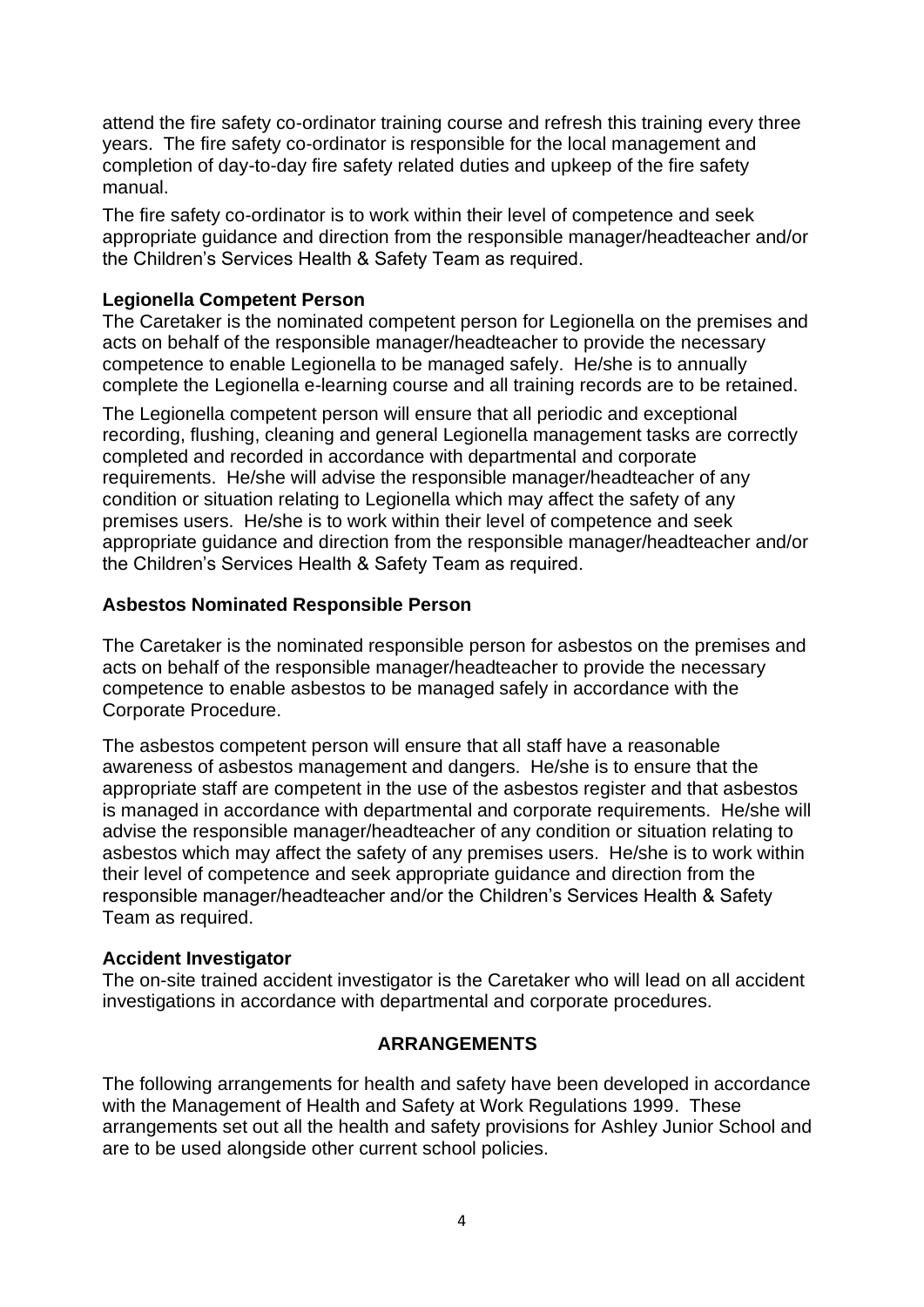attend the fire safety co-ordinator training course and refresh this training every three years. The fire safety co-ordinator is responsible for the local management and completion of day-to-day fire safety related duties and upkeep of the fire safety manual.

The fire safety co-ordinator is to work within their level of competence and seek appropriate guidance and direction from the responsible manager/headteacher and/or the Children's Services Health & Safety Team as required.

**Legionella Competent Person**

The Caretaker is the nominated competent person for Legionella on the premises and acts on behalf of the responsible manager/headteacher to provide the necessary competence to enable Legionella to be managed safely. He/she is to annually complete the Legionella e-learning course and all training records are to be retained.

The Legionella competent person will ensure that all periodic and exceptional recording, flushing, cleaning and general Legionella management tasks are correctly completed and recorded in accordance with departmental and corporate requirements. He/she will advise the responsible manager/headteacher of any condition or situation relating to Legionella which may affect the safety of any premises users. He/she is to work within their level of competence and seek appropriate guidance and direction from the responsible manager/headteacher and/or the Children's Services Health & Safety Team as required.

**Asbestos Nominated Responsible Person**

The Caretaker is the nominated responsible person for asbestos on the premises and acts on behalf of the responsible manager/headteacher to provide the necessary competence to enable asbestos to be managed safely in accordance with the Corporate Procedure.

The asbestos competent person will ensure that all staff have a reasonable awareness of asbestos management and dangers. He/she is to ensure that the appropriate staff are competent in the use of the asbestos register and that asbestos is managed in accordance with departmental and corporate requirements. He/she will advise the responsible manager/headteacher of any condition or situation relating to asbestos which may affect the safety of any premises users. He/she is to work within their level of competence and seek appropriate guidance and direction from the responsible manager/headteacher and/or the Children's Services Health & Safety Team as required.

**Accident Investigator**

The on-site trained accident investigator is the Caretaker who will lead on all accident investigations in accordance with departmental and corporate procedures.

## ARRANGEMENTS

The following arrangements for health and safety have been developed in accordance with the Management of Health and Safety at Work Regulations 1999. These arrangements set out all the health and safety provisions for Ashley Junior School and are to be used alongside other current school policies.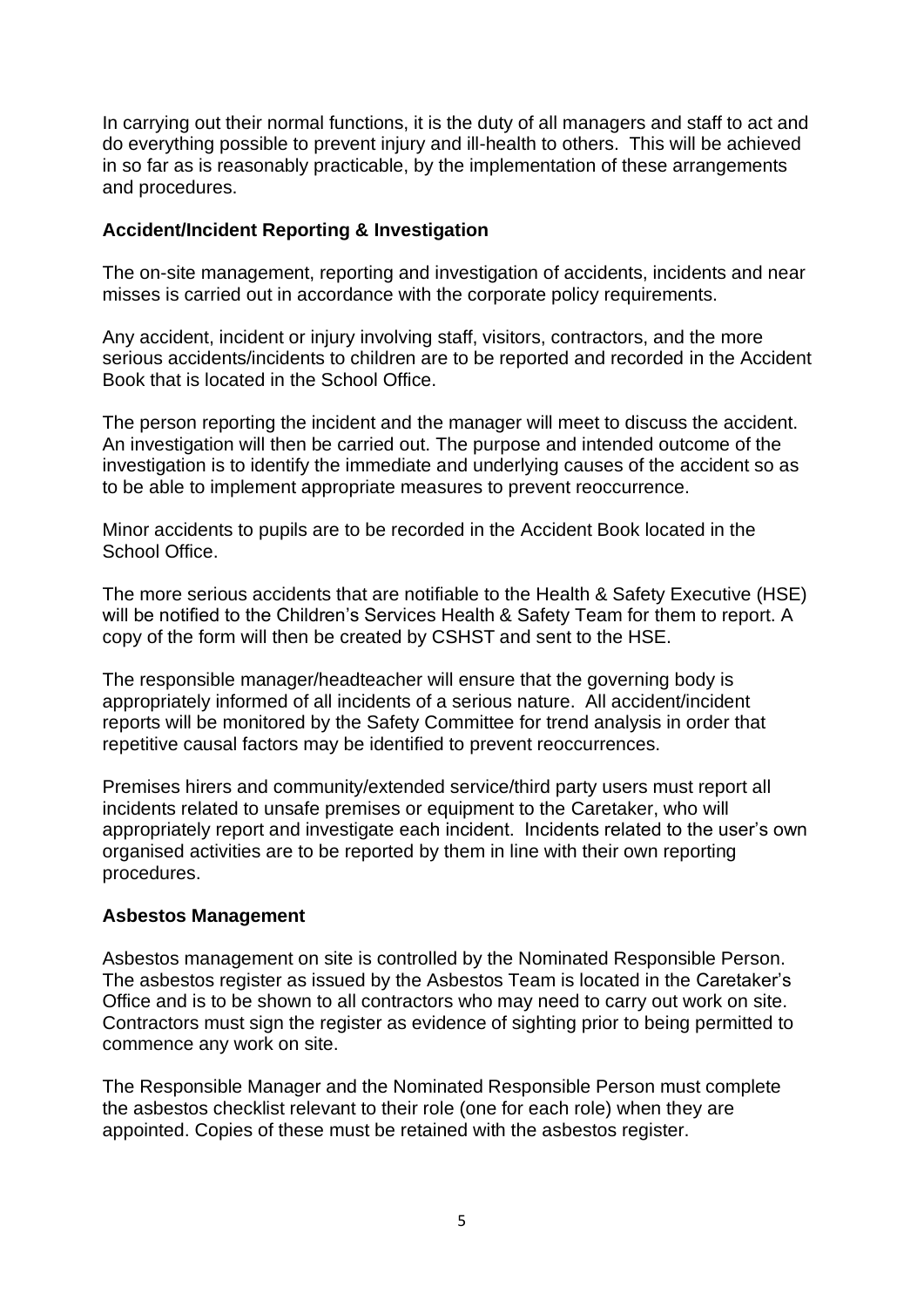In carrying out their normal functions, it is the duty of all managers and staff to act and do everything possible to prevent injury and ill-health to others. This will be achieved in so far as is reasonably practicable, by the implementation of these arrangements and procedures.

### Accident/Incident Reporting & Investigation

The on-site management, reporting and investigation of accidents, incidents and near misses is carried out in accordance with the corporate policy requirements.

Any accident, incident or injury involving staff, visitors, contractors, and the more serious accidents/incidents to children are to be reported and recorded in the Accident Book that is located in the School Office.

The person reporting the incident and the manager will meet to discuss the accident. An investigation will then be carried out. The purpose and intended outcome of the investigation is to identify the immediate and underlying causes of the accident so as to be able to implement appropriate measures to prevent reoccurrence.

Minor accidents to pupils are to be recorded in the Accident Book located in the School Office.

The more serious accidents that are notifiable to the Health & Safety Executive (HSE) will be notified to the Children's Services Health & Safety Team for them to report. A copy of the form will then be created by CSHST and sent to the HSE.

The responsible manager/headteacher will ensure that the governing body is appropriately informed of all incidents of a serious nature. All accident/incident reports will be monitored by the Safety Committee for trend analysis in order that repetitive causal factors may be identified to prevent reoccurrences.

Premises hirers and community/extended service/third party users must report all incidents related to unsafe premises or equipment to the Caretaker, who will appropriately report and investigate each incident. Incidents related to the user's own organised activities are to be reported by them in line with their own reporting procedures.

### Asbestos Management

Asbestos management on site is controlled by the Nominated Responsible Person. The asbestos register as issued by the Asbestos Team is located in the Caretaker's Office and is to be shown to all contractors who may need to carry out work on site. Contractors must sign the register as evidence of sighting prior to being permitted to commence any work on site.

The Responsible Manager and the Nominated Responsible Person must complete the asbestos checklist relevant to their role (one for each role) when they are appointed. Copies of these must be retained with the asbestos register.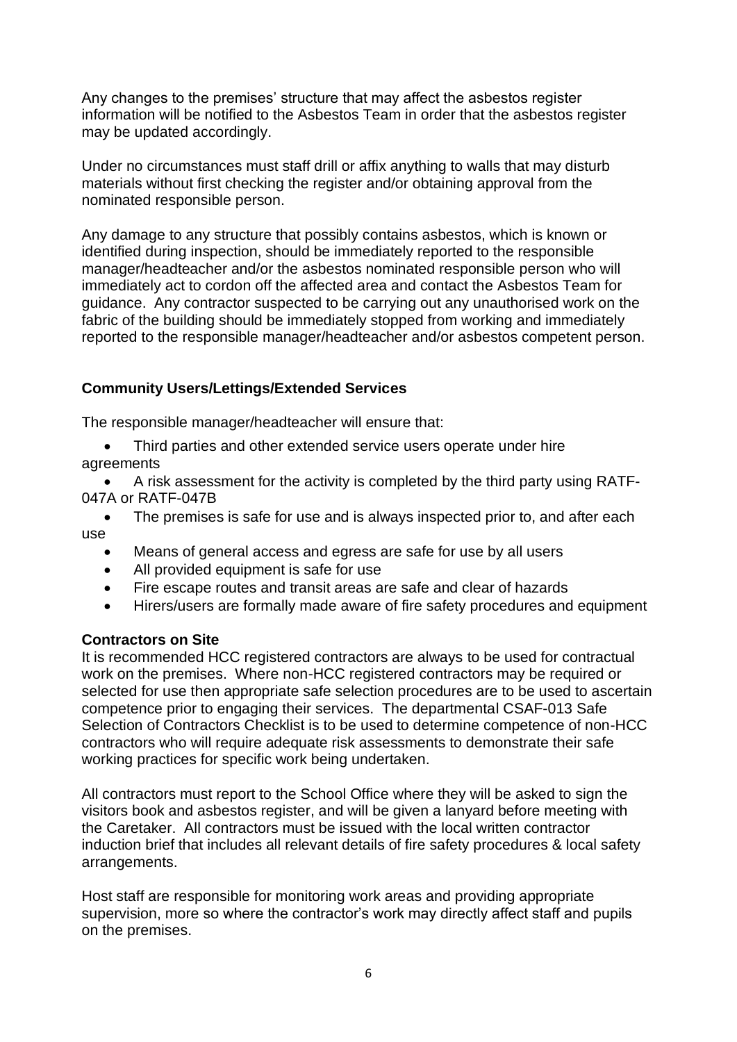Any changes to the premises' structure that may affect the asbestos register information will be notified to the Asbestos Team in order that the asbestos register may be updated accordingly.

Under no circumstances must staff drill or affix anything to walls that may disturb materials without first checking the register and/or obtaining approval from the nominated responsible person.

Any damage to any structure that possibly contains asbestos, which is known or identified during inspection, should be immediately reported to the responsible manager/headteacher and/or the asbestos nominated responsible person who will immediately act to cordon off the affected area and contact the Asbestos Team for guidance. Any contractor suspected to be carrying out any unauthorised work on the fabric of the building should be immediately stopped from working and immediately reported to the responsible manager/headteacher and/or asbestos competent person.

### Community Users/Lettings/Extended Services

The responsible manager/headteacher will ensure that:

- Third parties and other extended service users operate under hire agreements
- A risk assessment for the activity is completed by the third party using RATF-047A or RATF-047B
- The premises is safe for use and is always inspected prior to, and after each use
- Means of general access and egress are safe for use by all users
- All provided equipment is safe for use
- Fire escape routes and transit areas are safe and clear of hazards
- Hirers/users are formally made aware of fire safety procedures and equipment

### Contractors on Site

It is recommended HCC registered contractors are always to be used for contractual work on the premises. Where non-HCC registered contractors may be required or selected for use then appropriate safe selection procedures are to be used to ascertain competence prior to engaging their services. The departmental CSAF-013 Safe Selection of Contractors Checklist is to be used to determine competence of non-HCC contractors who will require adequate risk assessments to demonstrate their safe working practices for specific work being undertaken.

All contractors must report to the School Office where they will be asked to sign the visitors book and asbestos register, and will be given a lanyard before meeting with the Caretaker. All contractors must be issued with the local written contractor induction brief that includes all relevant details of fire safety procedures & local safety arrangements.

Host staff are responsible for monitoring work areas and providing appropriate supervision, more so where the contractor's work may directly affect staff and pupils on the premises.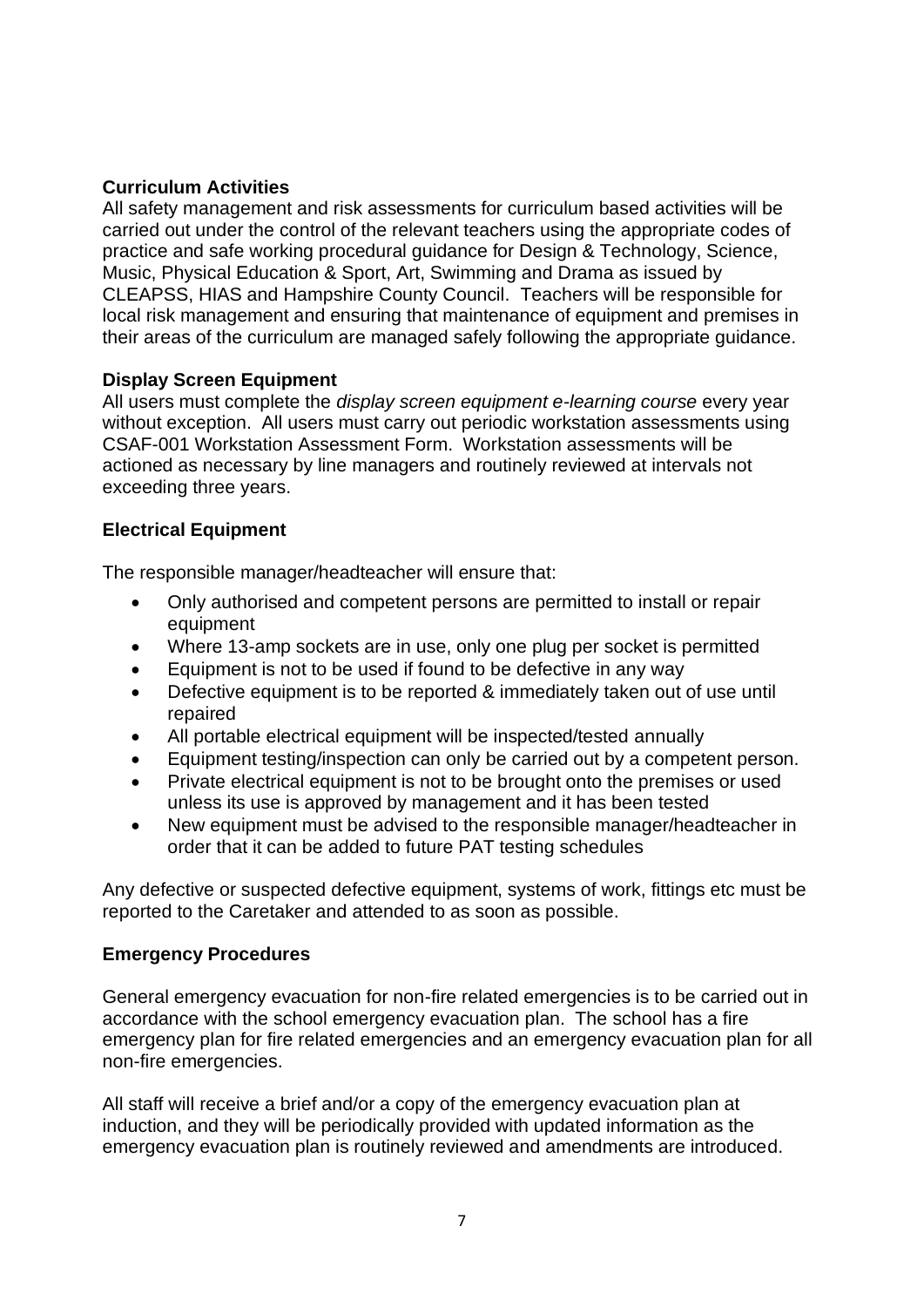**Curriculum Activities**

All safety management and risk assessments for curriculum based activities will be carried out under the control of the relevant teachers using the appropriate codes of practice and safe working procedural guidance for Design & Technology, Science, Music, Physical Education & Sport, Art, Swimming and Drama as issued by CLEAPSS, HIAS and Hampshire County Council. Teachers will be responsible for local risk management and ensuring that maintenance of equipment and premises in their areas of the curriculum are managed safely following the appropriate guidance.

**Display Screen Equipment**

All users must complete the *display screen equipment e-learning course* every year without exception. All users must carry out periodic workstation assessments using CSAF-001 Workstation Assessment Form. Workstation assessments will be actioned as necessary by line managers and routinely reviewed at intervals not exceeding three years.

**Electrical Equipment**

The responsible manager/headteacher will ensure that:

- Only authorised and competent persons are permitted to install or repair equipment
- Where 13-amp sockets are in use, only one plug per socket is permitted
- Equipment is not to be used if found to be defective in any way
- Defective equipment is to be reported & immediately taken out of use until repaired
- All portable electrical equipment will be inspected/tested annually
- Equipment testing/inspection can only be carried out by a competent person.
- Private electrical equipment is not to be brought onto the premises or used unless its use is approved by management and it has been tested
- New equipment must be advised to the responsible manager/headteacher in order that it can be added to future PAT testing schedules

Any defective or suspected defective equipment, systems of work, fittings etc must be reported to the Caretaker and attended to as soon as possible.

**Emergency Procedures**

General emergency evacuation for non-fire related emergencies is to be carried out in accordance with the school emergency evacuation plan. The school has a fire emergency plan for fire related emergencies and an emergency evacuation plan for all non-fire emergencies.

All staff will receive a brief and/or a copy of the emergency evacuation plan at induction, and they will be periodically provided with updated information as the emergency evacuation plan is routinely reviewed and amendments are introduced.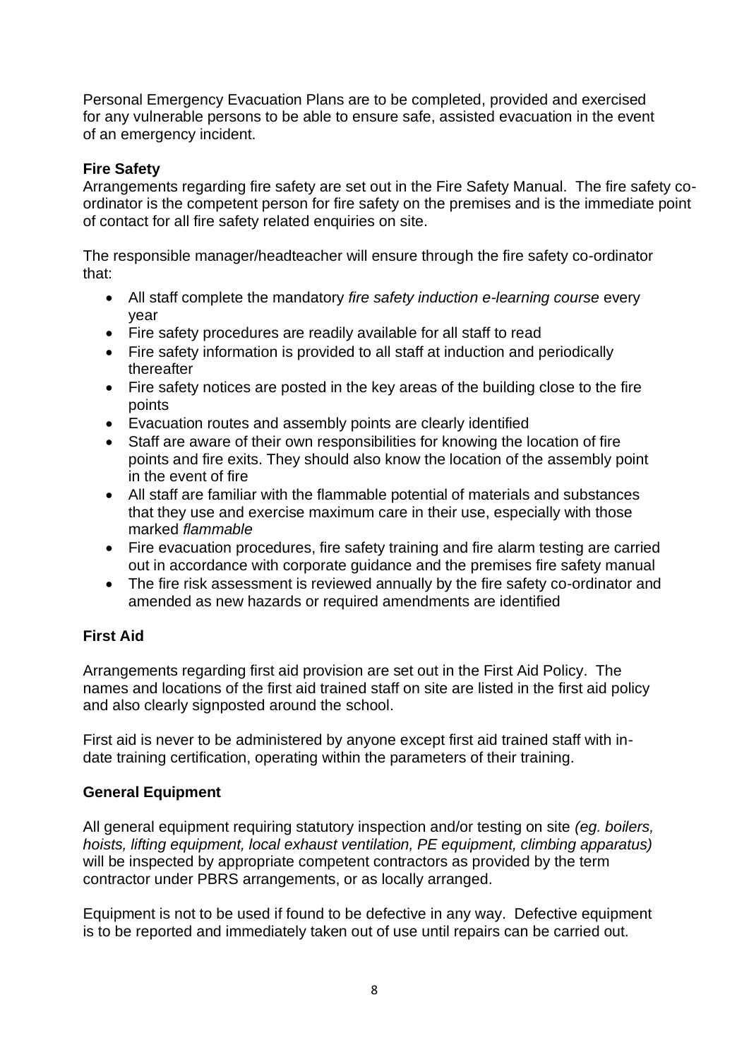Personal Emergency Evacuation Plans are to be completed, provided and exercised for any vulnerable persons to be able to ensure safe, assisted evacuation in the event of an emergency incident.

**Fire Safety**

Arrangements regarding fire safety are set out in the Fire Safety Manual. The fire safety co-ordinator is the competent person for fire safety on the premises and is the immediate point of contact for all fire safety related enquiries on site.

The responsible manager/headteacher will ensure through the fire safety co-ordinator that:

- All staff complete the mandatory *fire safety induction e-learning course* every year
- Fire safety procedures are readily available for all staff to read
- Fire safety information is provided to all staff at induction and periodically thereafter
- Fire safety notices are posted in the key areas of the building close to the fire points
- Evacuation routes and assembly points are clearly identified
- Staff are aware of their own responsibilities for knowing the location of fire points and fire exits. They should also know the location of the assembly point in the event of fire
- All staff are familiar with the flammable potential of materials and substances that they use and exercise maximum care in their use, especially with those marked *flammable*
- Fire evacuation procedures, fire safety training and fire alarm testing are carried out in accordance with corporate guidance and the premises fire safety manual
- The fire risk assessment is reviewed annually by the fire safety co-ordinator and amended as new hazards or required amendments are identified

**First Aid**

Arrangements regarding first aid provision are set out in the First Aid Policy. The names and locations of the first aid trained staff on site are listed in the first aid policy and also clearly signposted around the school.

First aid is never to be administered by anyone except first aid trained staff with in-date training certification, operating within the parameters of their training.

**General Equipment**

All general equipment requiring statutory inspection and/or testing on site *(eg. boilers, hoists, lifting equipment, local exhaust ventilation, PE equipment, climbing apparatus)* will be inspected by appropriate competent contractors as provided by the term contractor under PBRS arrangements, or as locally arranged.

Equipment is not to be used if found to be defective in any way. Defective equipment is to be reported and immediately taken out of use until repairs can be carried out.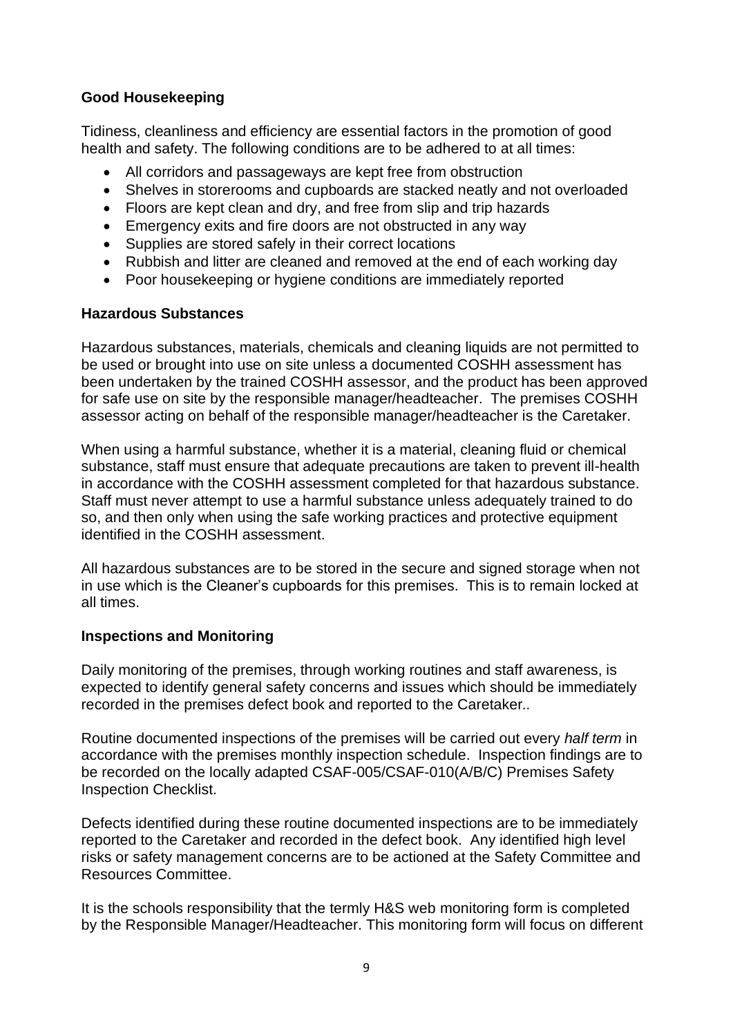**Good Housekeeping**

Tidiness, cleanliness and efficiency are essential factors in the promotion of good health and safety. The following conditions are to be adhered to at all times:

- All corridors and passageways are kept free from obstruction
- Shelves in storerooms and cupboards are stacked neatly and not overloaded
- Floors are kept clean and dry, and free from slip and trip hazards
- Emergency exits and fire doors are not obstructed in any way
- Supplies are stored safely in their correct locations
- Rubbish and litter are cleaned and removed at the end of each working day
- Poor housekeeping or hygiene conditions are immediately reported

**Hazardous Substances**

Hazardous substances, materials, chemicals and cleaning liquids are not permitted to be used or brought into use on site unless a documented COSHH assessment has been undertaken by the trained COSHH assessor, and the product has been approved for safe use on site by the responsible manager/headteacher. The premises COSHH assessor acting on behalf of the responsible manager/headteacher is the Caretaker.

When using a harmful substance, whether it is a material, cleaning fluid or chemical substance, staff must ensure that adequate precautions are taken to prevent ill-health in accordance with the COSHH assessment completed for that hazardous substance. Staff must never attempt to use a harmful substance unless adequately trained to do so, and then only when using the safe working practices and protective equipment identified in the COSHH assessment.

All hazardous substances are to be stored in the secure and signed storage when not in use which is the Cleaner's cupboards for this premises. This is to remain locked at all times.

**Inspections and Monitoring**

Daily monitoring of the premises, through working routines and staff awareness, is expected to identify general safety concerns and issues which should be immediately recorded in the premises defect book and reported to the Caretaker*.*.

Routine documented inspections of the premises will be carried out every *half term* in accordance with the premises monthly inspection schedule. Inspection findings are to be recorded on the locally adapted CSAF-005/CSAF-010(A/B/C) Premises Safety Inspection Checklist.

Defects identified during these routine documented inspections are to be immediately reported to the Caretaker and recorded in the defect book. Any identified high level risks or safety management concerns are to be actioned at the Safety Committee and Resources Committee.

It is the schools responsibility that the termly H&S web monitoring form is completed by the Responsible Manager/Headteacher. This monitoring form will focus on different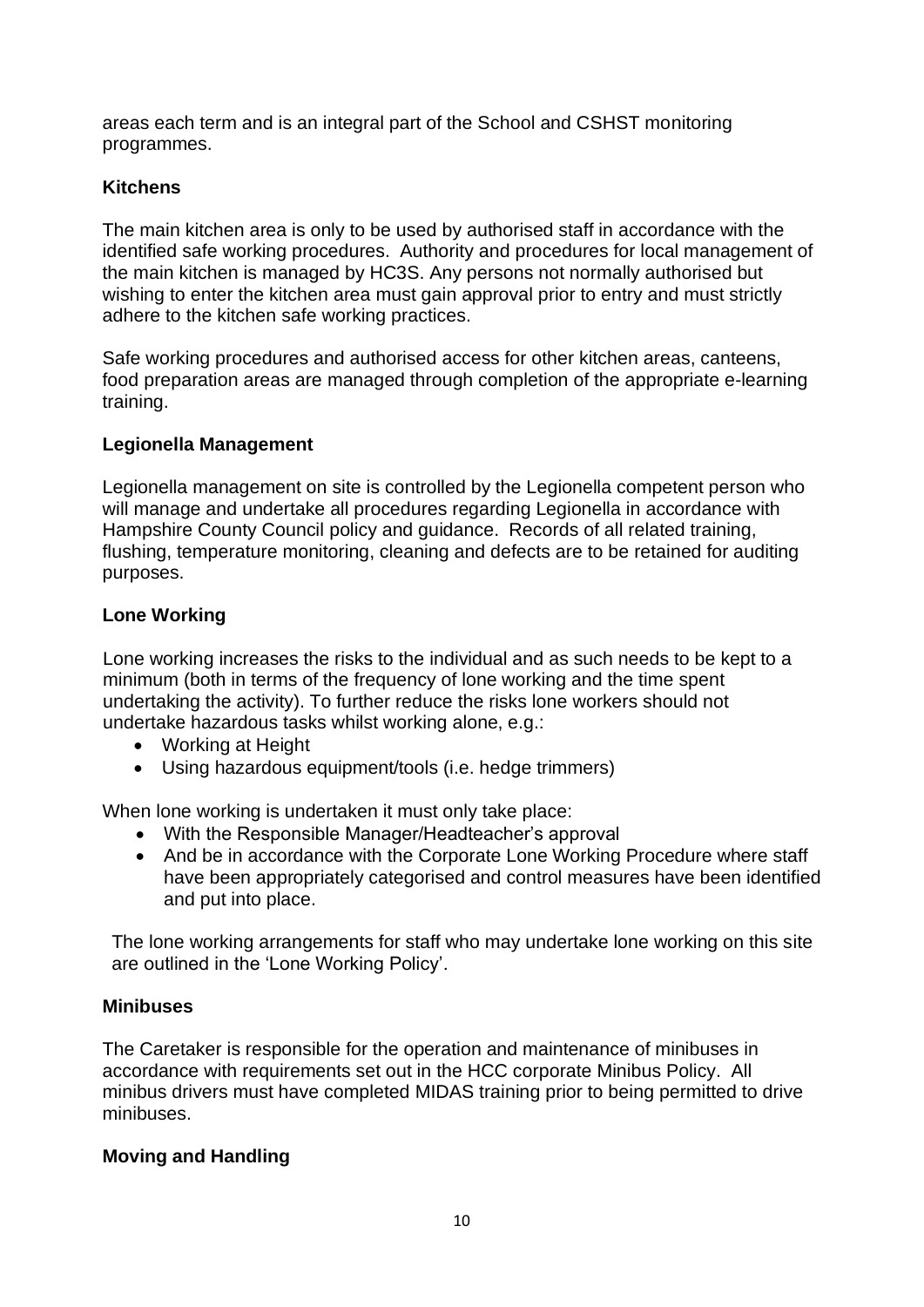areas each term and is an integral part of the School and CSHST monitoring programmes.

### Kitchens

The main kitchen area is only to be used by authorised staff in accordance with the identified safe working procedures. Authority and procedures for local management of the main kitchen is managed by HC3S. Any persons not normally authorised but wishing to enter the kitchen area must gain approval prior to entry and must strictly adhere to the kitchen safe working practices.

Safe working procedures and authorised access for other kitchen areas, canteens, food preparation areas are managed through completion of the appropriate e-learning training.

### Legionella Management

Legionella management on site is controlled by the Legionella competent person who will manage and undertake all procedures regarding Legionella in accordance with Hampshire County Council policy and guidance. Records of all related training, flushing, temperature monitoring, cleaning and defects are to be retained for auditing purposes.

### Lone Working

Lone working increases the risks to the individual and as such needs to be kept to a minimum (both in terms of the frequency of lone working and the time spent undertaking the activity). To further reduce the risks lone workers should not undertake hazardous tasks whilst working alone, e.g.:

- Working at Height
- Using hazardous equipment/tools (i.e. hedge trimmers)

When lone working is undertaken it must only take place:

- With the Responsible Manager/Headteacher's approval
- And be in accordance with the Corporate Lone Working Procedure where staff have been appropriately categorised and control measures have been identified and put into place.

The lone working arrangements for staff who may undertake lone working on this site are outlined in the 'Lone Working Policy'.

### Minibuses

The Caretaker is responsible for the operation and maintenance of minibuses in accordance with requirements set out in the HCC corporate Minibus Policy. All minibus drivers must have completed MIDAS training prior to being permitted to drive minibuses.

### Moving and Handling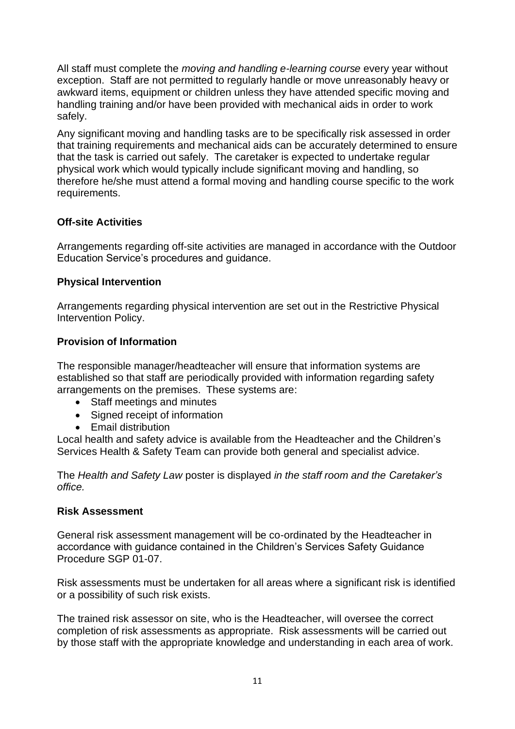All staff must complete the *moving and handling e-learning course* every year without exception. Staff are not permitted to regularly handle or move unreasonably heavy or awkward items, equipment or children unless they have attended specific moving and handling training and/or have been provided with mechanical aids in order to work safely.

Any significant moving and handling tasks are to be specifically risk assessed in order that training requirements and mechanical aids can be accurately determined to ensure that the task is carried out safely. The caretaker is expected to undertake regular physical work which would typically include significant moving and handling, so therefore he/she must attend a formal moving and handling course specific to the work requirements.

**Off-site Activities**

Arrangements regarding off-site activities are managed in accordance with the Outdoor Education Service's procedures and guidance.

**Physical Intervention**

Arrangements regarding physical intervention are set out in the Restrictive Physical Intervention Policy.

**Provision of Information**

The responsible manager/headteacher will ensure that information systems are established so that staff are periodically provided with information regarding safety arrangements on the premises. These systems are:

- Staff meetings and minutes
- Signed receipt of information
- Email distribution

Local health and safety advice is available from the Headteacher and the Children's Services Health & Safety Team can provide both general and specialist advice.

The *Health and Safety Law* poster is displayed *in the staff room and the Caretaker's office.*

**Risk Assessment**

General risk assessment management will be co-ordinated by the Headteacher in accordance with guidance contained in the Children's Services Safety Guidance Procedure SGP 01-07.

Risk assessments must be undertaken for all areas where a significant risk is identified or a possibility of such risk exists.

The trained risk assessor on site, who is the Headteacher, will oversee the correct completion of risk assessments as appropriate. Risk assessments will be carried out by those staff with the appropriate knowledge and understanding in each area of work.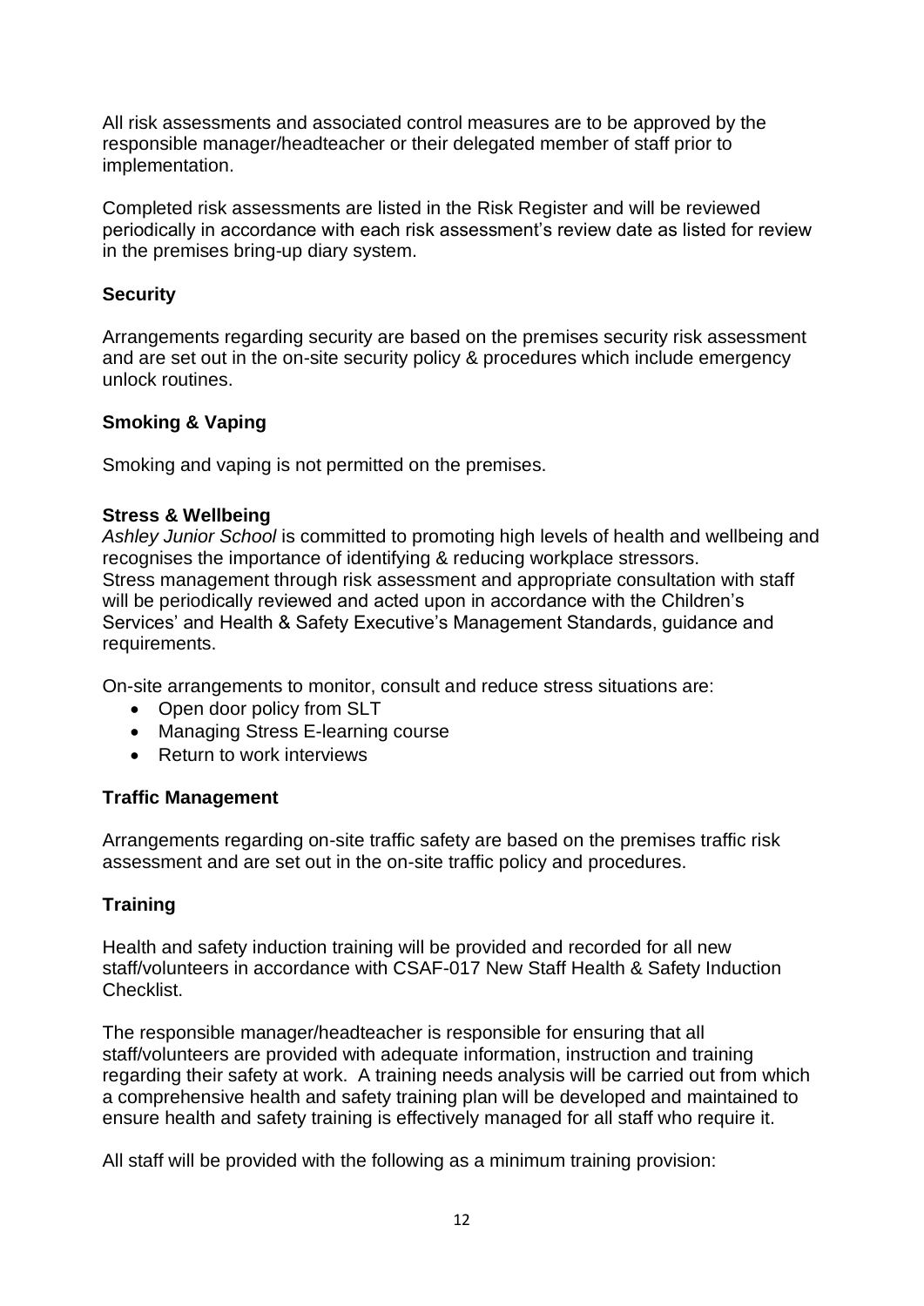All risk assessments and associated control measures are to be approved by the responsible manager/headteacher or their delegated member of staff prior to implementation.

Completed risk assessments are listed in the Risk Register and will be reviewed periodically in accordance with each risk assessment's review date as listed for review in the premises bring-up diary system.

**Security**

Arrangements regarding security are based on the premises security risk assessment and are set out in the on-site security policy & procedures which include emergency unlock routines.

**Smoking & Vaping**

Smoking and vaping is not permitted on the premises.

**Stress & Wellbeing**

*Ashley Junior School* is committed to promoting high levels of health and wellbeing and recognises the importance of identifying & reducing workplace stressors.
Stress management through risk assessment and appropriate consultation with staff will be periodically reviewed and acted upon in accordance with the Children's Services' and Health & Safety Executive's Management Standards, guidance and requirements.

On-site arrangements to monitor, consult and reduce stress situations are:

- Open door policy from SLT
- Managing Stress E-learning course
- Return to work interviews

**Traffic Management**

Arrangements regarding on-site traffic safety are based on the premises traffic risk assessment and are set out in the on-site traffic policy and procedures.

**Training**

Health and safety induction training will be provided and recorded for all new staff/volunteers in accordance with CSAF-017 New Staff Health & Safety Induction Checklist.

The responsible manager/headteacher is responsible for ensuring that all staff/volunteers are provided with adequate information, instruction and training regarding their safety at work. A training needs analysis will be carried out from which a comprehensive health and safety training plan will be developed and maintained to ensure health and safety training is effectively managed for all staff who require it.

All staff will be provided with the following as a minimum training provision: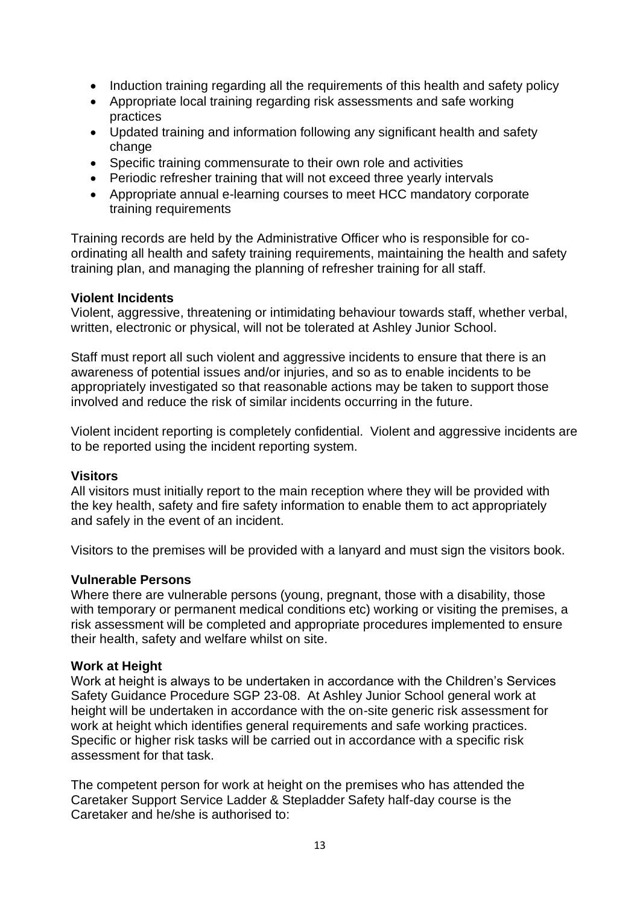- Induction training regarding all the requirements of this health and safety policy
- Appropriate local training regarding risk assessments and safe working practices
- Updated training and information following any significant health and safety change
- Specific training commensurate to their own role and activities
- Periodic refresher training that will not exceed three yearly intervals
- Appropriate annual e-learning courses to meet HCC mandatory corporate training requirements

Training records are held by the Administrative Officer who is responsible for co-ordinating all health and safety training requirements, maintaining the health and safety training plan, and managing the planning of refresher training for all staff.

**Violent Incidents**

Violent, aggressive, threatening or intimidating behaviour towards staff, whether verbal, written, electronic or physical, will not be tolerated at Ashley Junior School.

Staff must report all such violent and aggressive incidents to ensure that there is an awareness of potential issues and/or injuries, and so as to enable incidents to be appropriately investigated so that reasonable actions may be taken to support those involved and reduce the risk of similar incidents occurring in the future.

Violent incident reporting is completely confidential. Violent and aggressive incidents are to be reported using the incident reporting system.

**Visitors**

All visitors must initially report to the main reception where they will be provided with the key health, safety and fire safety information to enable them to act appropriately and safely in the event of an incident.

Visitors to the premises will be provided with a lanyard and must sign the visitors book.

**Vulnerable Persons**

Where there are vulnerable persons (young, pregnant, those with a disability, those with temporary or permanent medical conditions etc) working or visiting the premises, a risk assessment will be completed and appropriate procedures implemented to ensure their health, safety and welfare whilst on site.

**Work at Height**

Work at height is always to be undertaken in accordance with the Children's Services Safety Guidance Procedure SGP 23-08. At Ashley Junior School general work at height will be undertaken in accordance with the on-site generic risk assessment for work at height which identifies general requirements and safe working practices. Specific or higher risk tasks will be carried out in accordance with a specific risk assessment for that task.

The competent person for work at height on the premises who has attended the Caretaker Support Service Ladder & Stepladder Safety half-day course is the Caretaker and he/she is authorised to: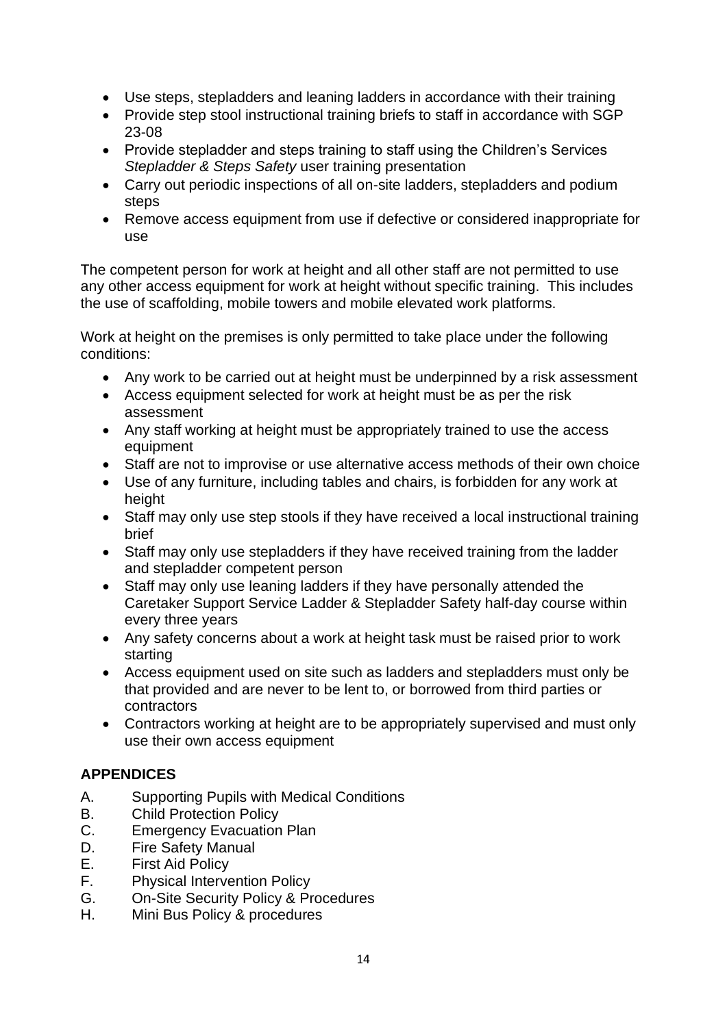- Use steps, stepladders and leaning ladders in accordance with their training
- Provide step stool instructional training briefs to staff in accordance with SGP 23-08
- Provide stepladder and steps training to staff using the Children's Services *Stepladder & Steps Safety* user training presentation
- Carry out periodic inspections of all on-site ladders, stepladders and podium steps
- Remove access equipment from use if defective or considered inappropriate for use

The competent person for work at height and all other staff are not permitted to use any other access equipment for work at height without specific training. This includes the use of scaffolding, mobile towers and mobile elevated work platforms.

Work at height on the premises is only permitted to take place under the following conditions:

- Any work to be carried out at height must be underpinned by a risk assessment
- Access equipment selected for work at height must be as per the risk assessment
- Any staff working at height must be appropriately trained to use the access equipment
- Staff are not to improvise or use alternative access methods of their own choice
- Use of any furniture, including tables and chairs, is forbidden for any work at height
- Staff may only use step stools if they have received a local instructional training brief
- Staff may only use stepladders if they have received training from the ladder and stepladder competent person
- Staff may only use leaning ladders if they have personally attended the Caretaker Support Service Ladder & Stepladder Safety half-day course within every three years
- Any safety concerns about a work at height task must be raised prior to work starting
- Access equipment used on site such as ladders and stepladders must only be that provided and are never to be lent to, or borrowed from third parties or contractors
- Contractors working at height are to be appropriately supervised and must only use their own access equipment

## APPENDICES

A. Supporting Pupils with Medical Conditions
B. Child Protection Policy
C. Emergency Evacuation Plan
D. Fire Safety Manual
E. First Aid Policy
F. Physical Intervention Policy
G. On-Site Security Policy & Procedures
H. Mini Bus Policy & procedures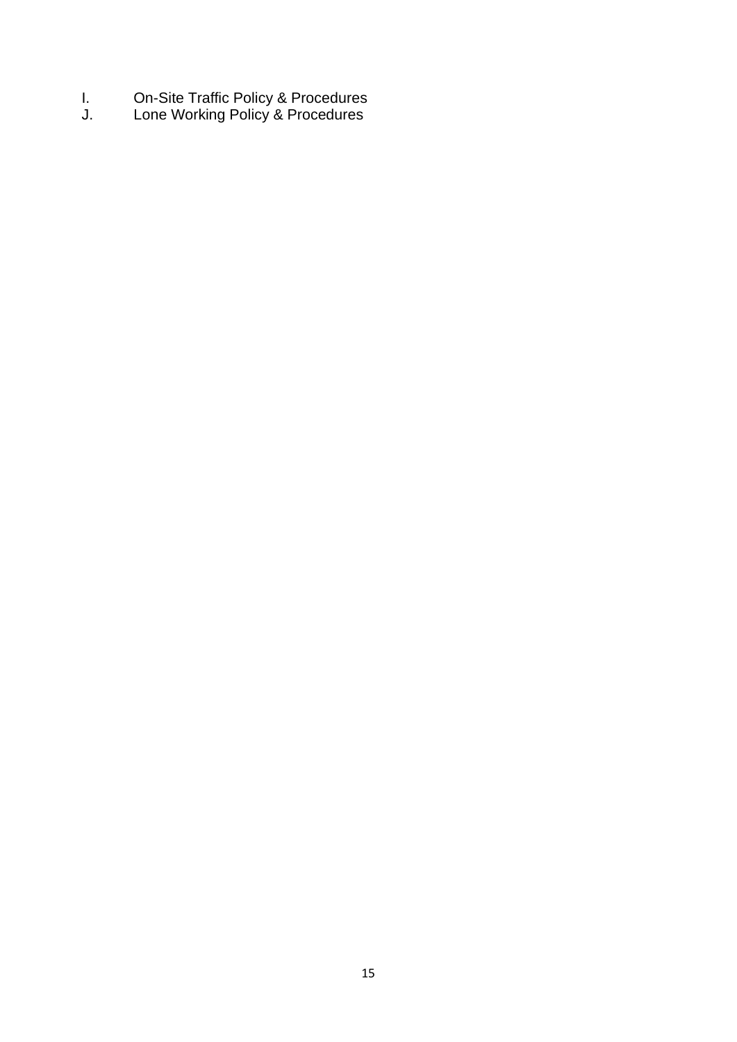I. On-Site Traffic Policy & Procedures
J. Lone Working Policy & Procedures